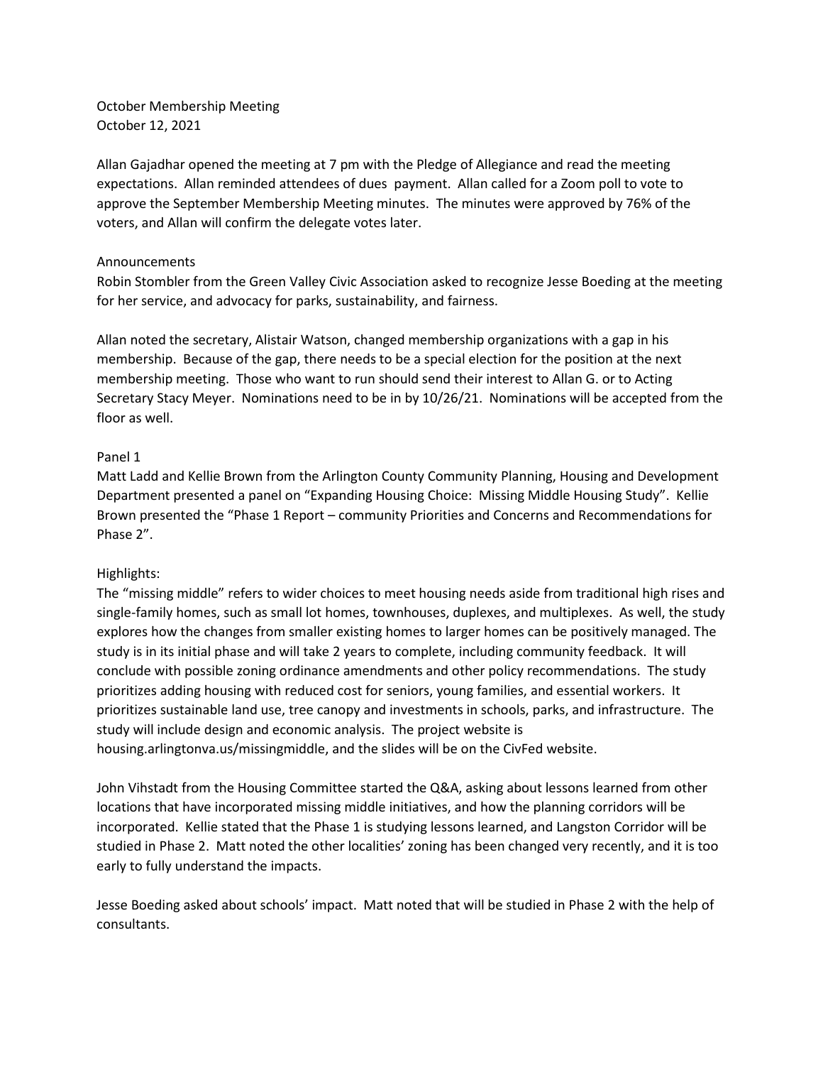October Membership Meeting
October 12, 2021

Allan Gajadhar opened the meeting at 7 pm with the Pledge of Allegiance and read the meeting expectations. Allan reminded attendees of dues payment. Allan called for a Zoom poll to vote to approve the September Membership Meeting minutes. The minutes were approved by 76% of the voters, and Allan will confirm the delegate votes later.

Announcements

Robin Stombler from the Green Valley Civic Association asked to recognize Jesse Boeding at the meeting for her service, and advocacy for parks, sustainability, and fairness.

Allan noted the secretary, Alistair Watson, changed membership organizations with a gap in his membership. Because of the gap, there needs to be a special election for the position at the next membership meeting. Those who want to run should send their interest to Allan G. or to Acting Secretary Stacy Meyer. Nominations need to be in by 10/26/21. Nominations will be accepted from the floor as well.

Panel 1

Matt Ladd and Kellie Brown from the Arlington County Community Planning, Housing and Development Department presented a panel on "Expanding Housing Choice: Missing Middle Housing Study". Kellie Brown presented the "Phase 1 Report – community Priorities and Concerns and Recommendations for Phase 2".

Highlights:

The "missing middle" refers to wider choices to meet housing needs aside from traditional high rises and single-family homes, such as small lot homes, townhouses, duplexes, and multiplexes. As well, the study explores how the changes from smaller existing homes to larger homes can be positively managed. The study is in its initial phase and will take 2 years to complete, including community feedback. It will conclude with possible zoning ordinance amendments and other policy recommendations. The study prioritizes adding housing with reduced cost for seniors, young families, and essential workers. It prioritizes sustainable land use, tree canopy and investments in schools, parks, and infrastructure. The study will include design and economic analysis. The project website is housing.arlingtonva.us/missingmiddle, and the slides will be on the CivFed website.

John Vihstadt from the Housing Committee started the Q&A, asking about lessons learned from other locations that have incorporated missing middle initiatives, and how the planning corridors will be incorporated. Kellie stated that the Phase 1 is studying lessons learned, and Langston Corridor will be studied in Phase 2. Matt noted the other localities' zoning has been changed very recently, and it is too early to fully understand the impacts.

Jesse Boeding asked about schools' impact. Matt noted that will be studied in Phase 2 with the help of consultants.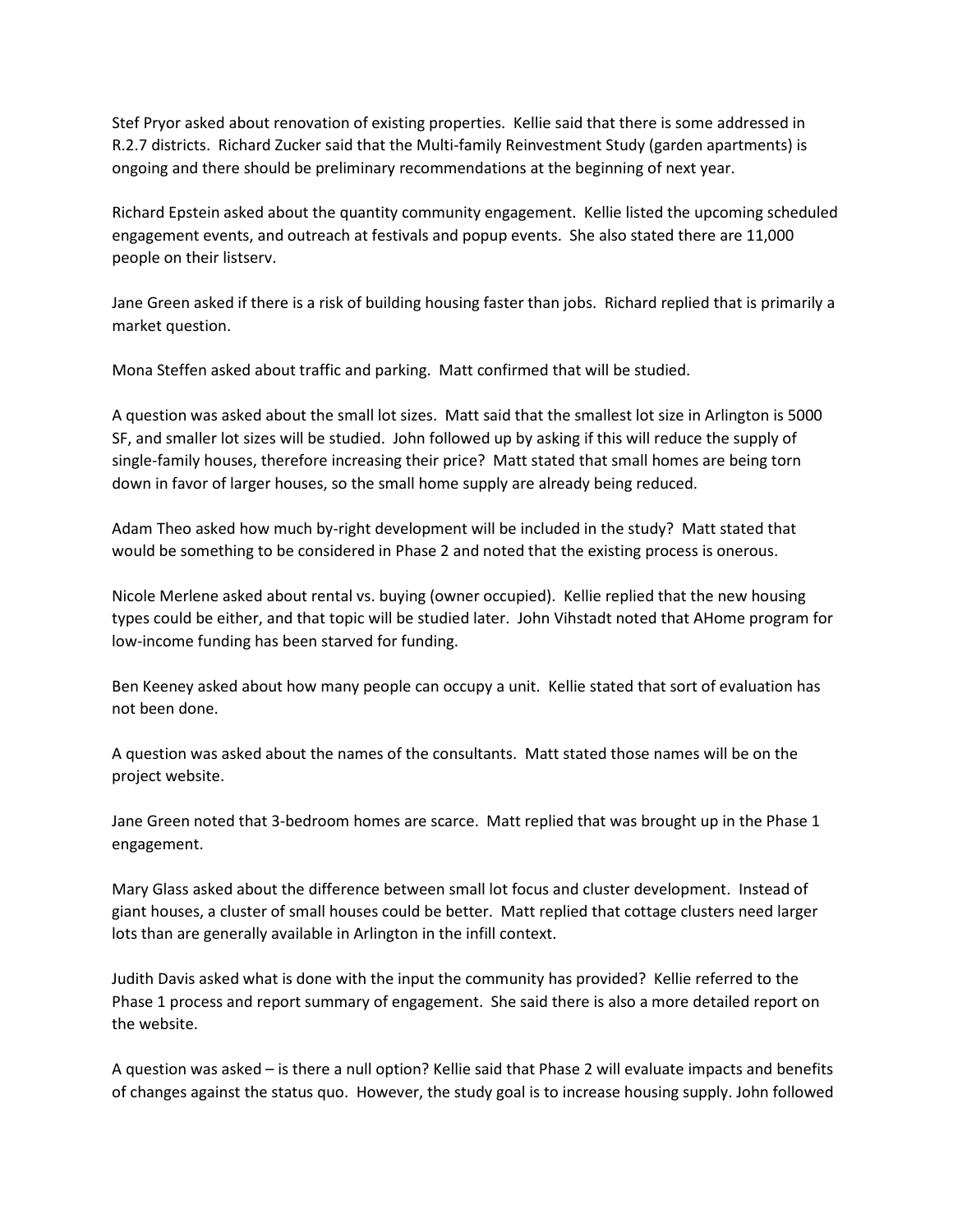Stef Pryor asked about renovation of existing properties. Kellie said that there is some addressed in R.2.7 districts. Richard Zucker said that the Multi-family Reinvestment Study (garden apartments) is ongoing and there should be preliminary recommendations at the beginning of next year.

Richard Epstein asked about the quantity community engagement. Kellie listed the upcoming scheduled engagement events, and outreach at festivals and popup events. She also stated there are 11,000 people on their listserv.

Jane Green asked if there is a risk of building housing faster than jobs. Richard replied that is primarily a market question.

Mona Steffen asked about traffic and parking. Matt confirmed that will be studied.

A question was asked about the small lot sizes. Matt said that the smallest lot size in Arlington is 5000 SF, and smaller lot sizes will be studied. John followed up by asking if this will reduce the supply of single-family houses, therefore increasing their price? Matt stated that small homes are being torn down in favor of larger houses, so the small home supply are already being reduced.

Adam Theo asked how much by-right development will be included in the study? Matt stated that would be something to be considered in Phase 2 and noted that the existing process is onerous.

Nicole Merlene asked about rental vs. buying (owner occupied). Kellie replied that the new housing types could be either, and that topic will be studied later. John Vihstadt noted that AHome program for low-income funding has been starved for funding.

Ben Keeney asked about how many people can occupy a unit. Kellie stated that sort of evaluation has not been done.

A question was asked about the names of the consultants. Matt stated those names will be on the project website.

Jane Green noted that 3-bedroom homes are scarce. Matt replied that was brought up in the Phase 1 engagement.

Mary Glass asked about the difference between small lot focus and cluster development. Instead of giant houses, a cluster of small houses could be better. Matt replied that cottage clusters need larger lots than are generally available in Arlington in the infill context.

Judith Davis asked what is done with the input the community has provided? Kellie referred to the Phase 1 process and report summary of engagement. She said there is also a more detailed report on the website.

A question was asked – is there a null option? Kellie said that Phase 2 will evaluate impacts and benefits of changes against the status quo. However, the study goal is to increase housing supply. John followed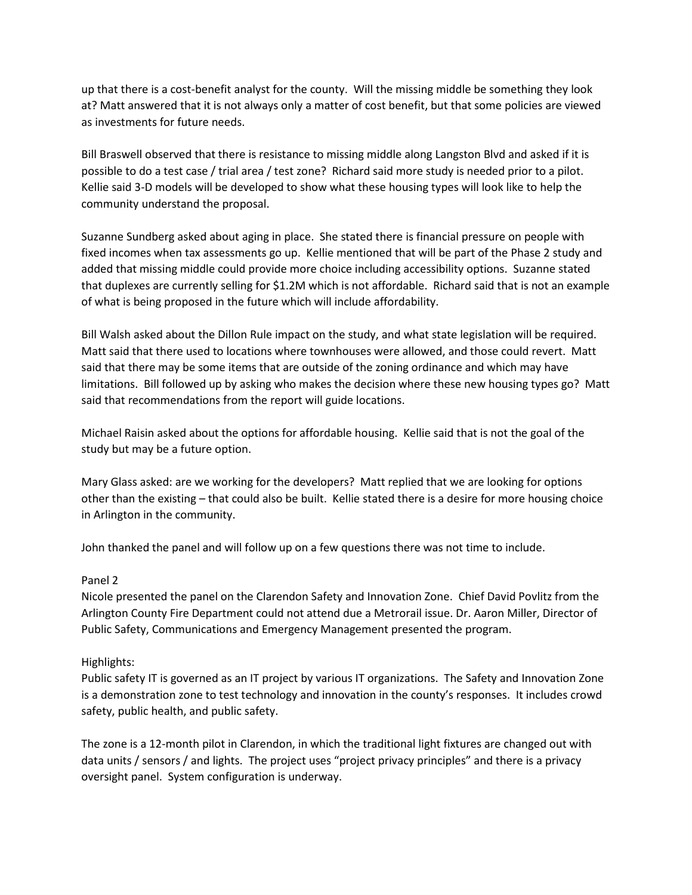up that there is a cost-benefit analyst for the county. Will the missing middle be something they look at? Matt answered that it is not always only a matter of cost benefit, but that some policies are viewed as investments for future needs.

Bill Braswell observed that there is resistance to missing middle along Langston Blvd and asked if it is possible to do a test case / trial area / test zone? Richard said more study is needed prior to a pilot. Kellie said 3-D models will be developed to show what these housing types will look like to help the community understand the proposal.

Suzanne Sundberg asked about aging in place. She stated there is financial pressure on people with fixed incomes when tax assessments go up. Kellie mentioned that will be part of the Phase 2 study and added that missing middle could provide more choice including accessibility options. Suzanne stated that duplexes are currently selling for $1.2M which is not affordable. Richard said that is not an example of what is being proposed in the future which will include affordability.

Bill Walsh asked about the Dillon Rule impact on the study, and what state legislation will be required. Matt said that there used to locations where townhouses were allowed, and those could revert. Matt said that there may be some items that are outside of the zoning ordinance and which may have limitations. Bill followed up by asking who makes the decision where these new housing types go? Matt said that recommendations from the report will guide locations.

Michael Raisin asked about the options for affordable housing. Kellie said that is not the goal of the study but may be a future option.

Mary Glass asked: are we working for the developers? Matt replied that we are looking for options other than the existing – that could also be built. Kellie stated there is a desire for more housing choice in Arlington in the community.

John thanked the panel and will follow up on a few questions there was not time to include.

Panel 2

Nicole presented the panel on the Clarendon Safety and Innovation Zone. Chief David Povlitz from the Arlington County Fire Department could not attend due a Metrorail issue. Dr. Aaron Miller, Director of Public Safety, Communications and Emergency Management presented the program.

Highlights:

Public safety IT is governed as an IT project by various IT organizations. The Safety and Innovation Zone is a demonstration zone to test technology and innovation in the county's responses. It includes crowd safety, public health, and public safety.

The zone is a 12-month pilot in Clarendon, in which the traditional light fixtures are changed out with data units / sensors / and lights. The project uses "project privacy principles" and there is a privacy oversight panel. System configuration is underway.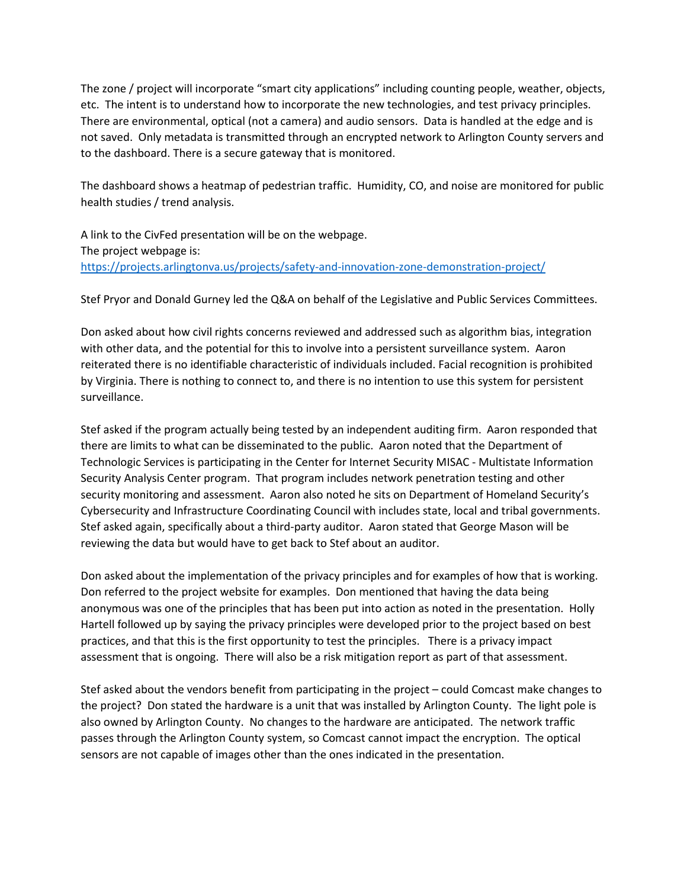The zone / project will incorporate "smart city applications" including counting people, weather, objects, etc. The intent is to understand how to incorporate the new technologies, and test privacy principles. There are environmental, optical (not a camera) and audio sensors. Data is handled at the edge and is not saved. Only metadata is transmitted through an encrypted network to Arlington County servers and to the dashboard. There is a secure gateway that is monitored.

The dashboard shows a heatmap of pedestrian traffic. Humidity, CO, and noise are monitored for public health studies / trend analysis.

A link to the CivFed presentation will be on the webpage.
The project webpage is:
https://projects.arlingtonva.us/projects/safety-and-innovation-zone-demonstration-project/

Stef Pryor and Donald Gurney led the Q&A on behalf of the Legislative and Public Services Committees.

Don asked about how civil rights concerns reviewed and addressed such as algorithm bias, integration with other data, and the potential for this to involve into a persistent surveillance system. Aaron reiterated there is no identifiable characteristic of individuals included. Facial recognition is prohibited by Virginia. There is nothing to connect to, and there is no intention to use this system for persistent surveillance.

Stef asked if the program actually being tested by an independent auditing firm. Aaron responded that there are limits to what can be disseminated to the public. Aaron noted that the Department of Technologic Services is participating in the Center for Internet Security MISAC - Multistate Information Security Analysis Center program. That program includes network penetration testing and other security monitoring and assessment. Aaron also noted he sits on Department of Homeland Security's Cybersecurity and Infrastructure Coordinating Council with includes state, local and tribal governments. Stef asked again, specifically about a third-party auditor. Aaron stated that George Mason will be reviewing the data but would have to get back to Stef about an auditor.

Don asked about the implementation of the privacy principles and for examples of how that is working. Don referred to the project website for examples. Don mentioned that having the data being anonymous was one of the principles that has been put into action as noted in the presentation. Holly Hartell followed up by saying the privacy principles were developed prior to the project based on best practices, and that this is the first opportunity to test the principles. There is a privacy impact assessment that is ongoing. There will also be a risk mitigation report as part of that assessment.

Stef asked about the vendors benefit from participating in the project – could Comcast make changes to the project? Don stated the hardware is a unit that was installed by Arlington County. The light pole is also owned by Arlington County. No changes to the hardware are anticipated. The network traffic passes through the Arlington County system, so Comcast cannot impact the encryption. The optical sensors are not capable of images other than the ones indicated in the presentation.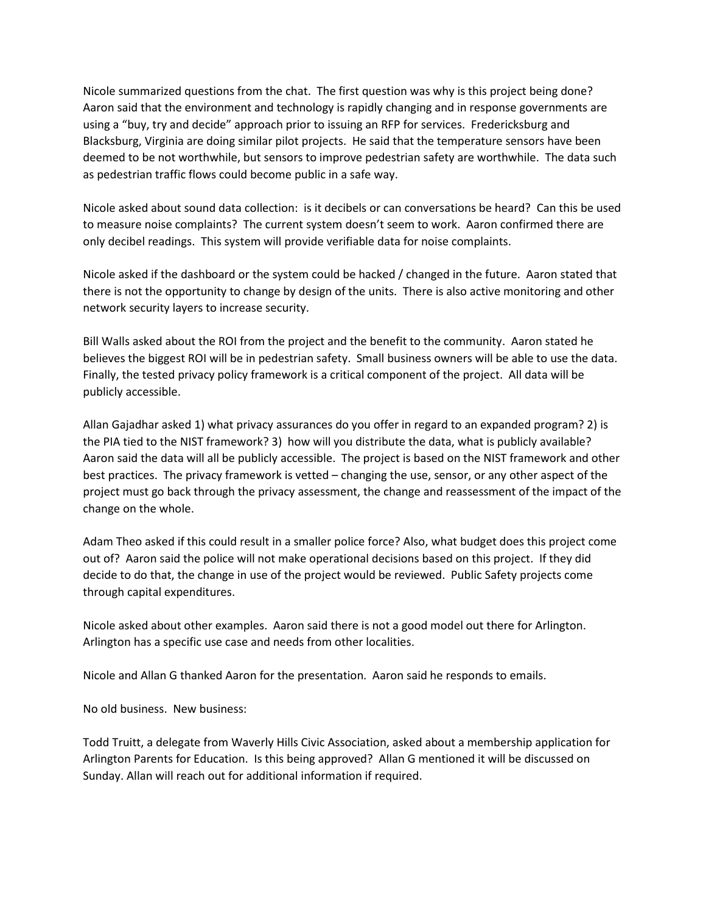Nicole summarized questions from the chat. The first question was why is this project being done? Aaron said that the environment and technology is rapidly changing and in response governments are using a "buy, try and decide" approach prior to issuing an RFP for services. Fredericksburg and Blacksburg, Virginia are doing similar pilot projects. He said that the temperature sensors have been deemed to be not worthwhile, but sensors to improve pedestrian safety are worthwhile. The data such as pedestrian traffic flows could become public in a safe way.

Nicole asked about sound data collection: is it decibels or can conversations be heard? Can this be used to measure noise complaints? The current system doesn't seem to work. Aaron confirmed there are only decibel readings. This system will provide verifiable data for noise complaints.

Nicole asked if the dashboard or the system could be hacked / changed in the future. Aaron stated that there is not the opportunity to change by design of the units. There is also active monitoring and other network security layers to increase security.

Bill Walls asked about the ROI from the project and the benefit to the community. Aaron stated he believes the biggest ROI will be in pedestrian safety. Small business owners will be able to use the data. Finally, the tested privacy policy framework is a critical component of the project. All data will be publicly accessible.

Allan Gajadhar asked 1) what privacy assurances do you offer in regard to an expanded program? 2) is the PIA tied to the NIST framework? 3) how will you distribute the data, what is publicly available? Aaron said the data will all be publicly accessible. The project is based on the NIST framework and other best practices. The privacy framework is vetted – changing the use, sensor, or any other aspect of the project must go back through the privacy assessment, the change and reassessment of the impact of the change on the whole.

Adam Theo asked if this could result in a smaller police force? Also, what budget does this project come out of? Aaron said the police will not make operational decisions based on this project. If they did decide to do that, the change in use of the project would be reviewed. Public Safety projects come through capital expenditures.

Nicole asked about other examples. Aaron said there is not a good model out there for Arlington. Arlington has a specific use case and needs from other localities.

Nicole and Allan G thanked Aaron for the presentation. Aaron said he responds to emails.

No old business. New business:

Todd Truitt, a delegate from Waverly Hills Civic Association, asked about a membership application for Arlington Parents for Education. Is this being approved? Allan G mentioned it will be discussed on Sunday. Allan will reach out for additional information if required.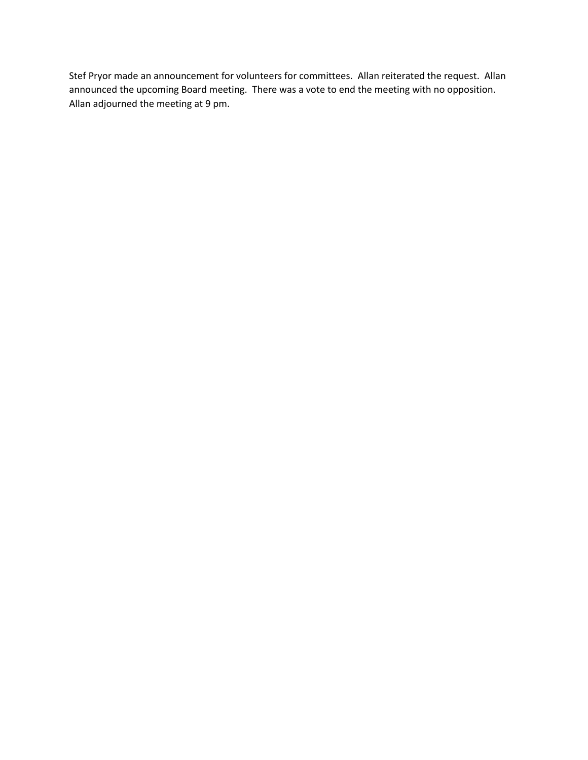Stef Pryor made an announcement for volunteers for committees. Allan reiterated the request. Allan announced the upcoming Board meeting. There was a vote to end the meeting with no opposition. Allan adjourned the meeting at 9 pm.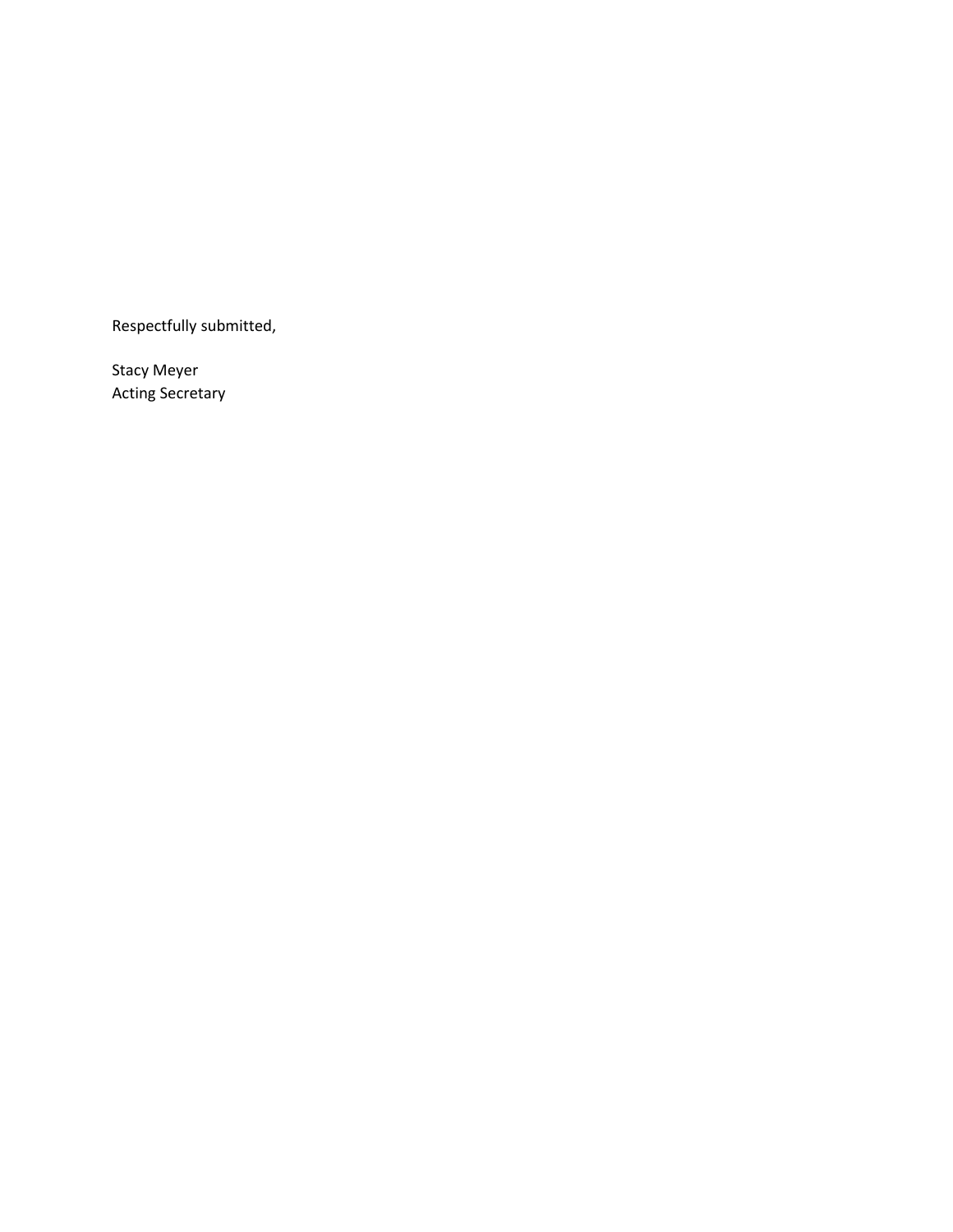Respectfully submitted,

Stacy Meyer
Acting Secretary